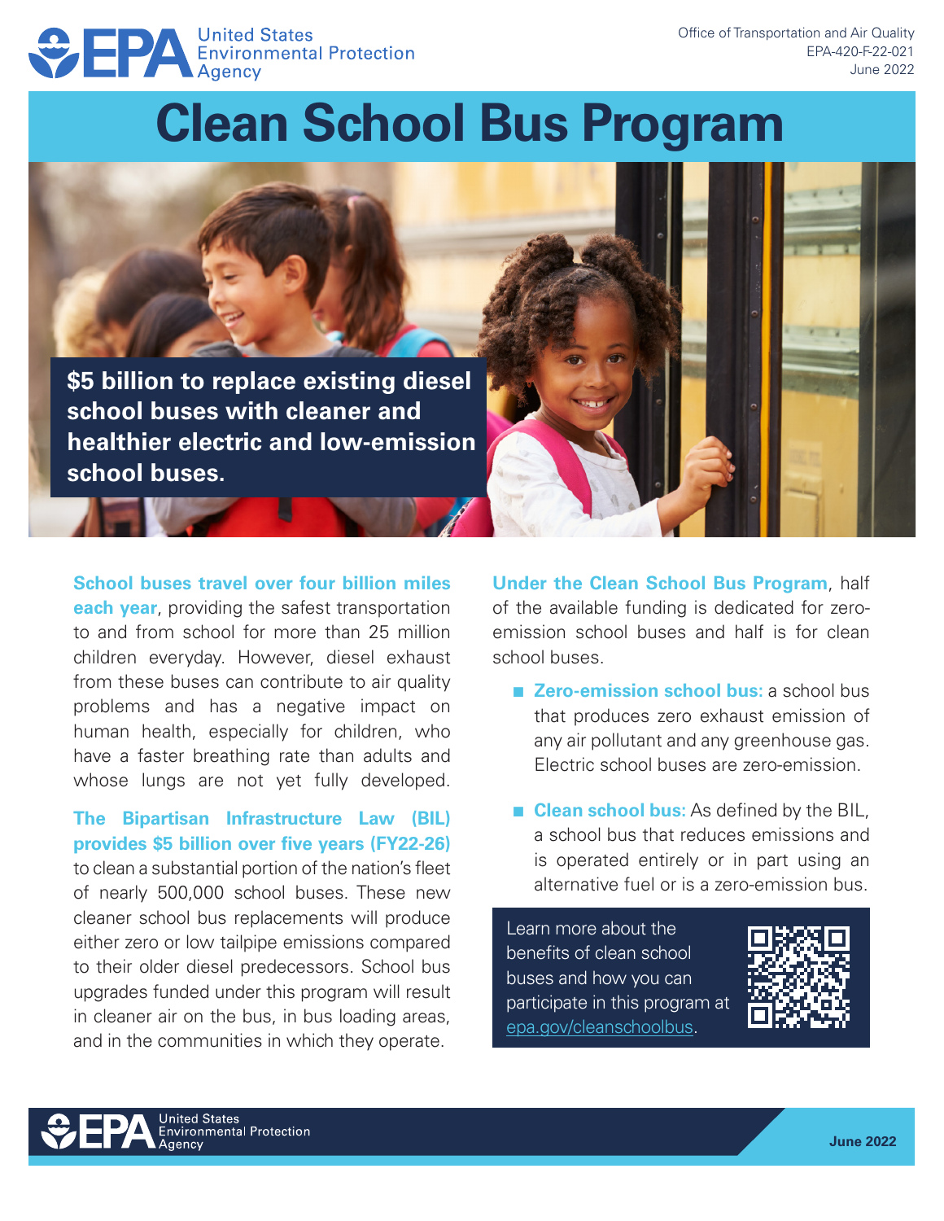United States Environmental Protection Agency

Office of Transportation and Air Quality
EPA-420-F-22-021
June 2022

# Clean School Bus Program

**$5 billion to replace existing diesel school buses with cleaner and healthier electric and low-emission school buses.**

**School buses travel over four billion miles each year**, providing the safest transportation to and from school for more than 25 million children everyday. However, diesel exhaust from these buses can contribute to air quality problems and has a negative impact on human health, especially for children, who have a faster breathing rate than adults and whose lungs are not yet fully developed.

**The Bipartisan Infrastructure Law (BIL) provides $5 billion over five years (FY22-26)** to clean a substantial portion of the nation's fleet of nearly 500,000 school buses. These new cleaner school bus replacements will produce either zero or low tailpipe emissions compared to their older diesel predecessors. School bus upgrades funded under this program will result in cleaner air on the bus, in bus loading areas, and in the communities in which they operate.

**Under the Clean School Bus Program**, half of the available funding is dedicated for zero-emission school buses and half is for clean school buses.

- **Zero-emission school bus:** a school bus that produces zero exhaust emission of any air pollutant and any greenhouse gas. Electric school buses are zero-emission.
- **Clean school bus:** As defined by the BIL, a school bus that reduces emissions and is operated entirely or in part using an alternative fuel or is a zero-emission bus.

Learn more about the benefits of clean school buses and how you can participate in this program at epa.gov/cleanschoolbus.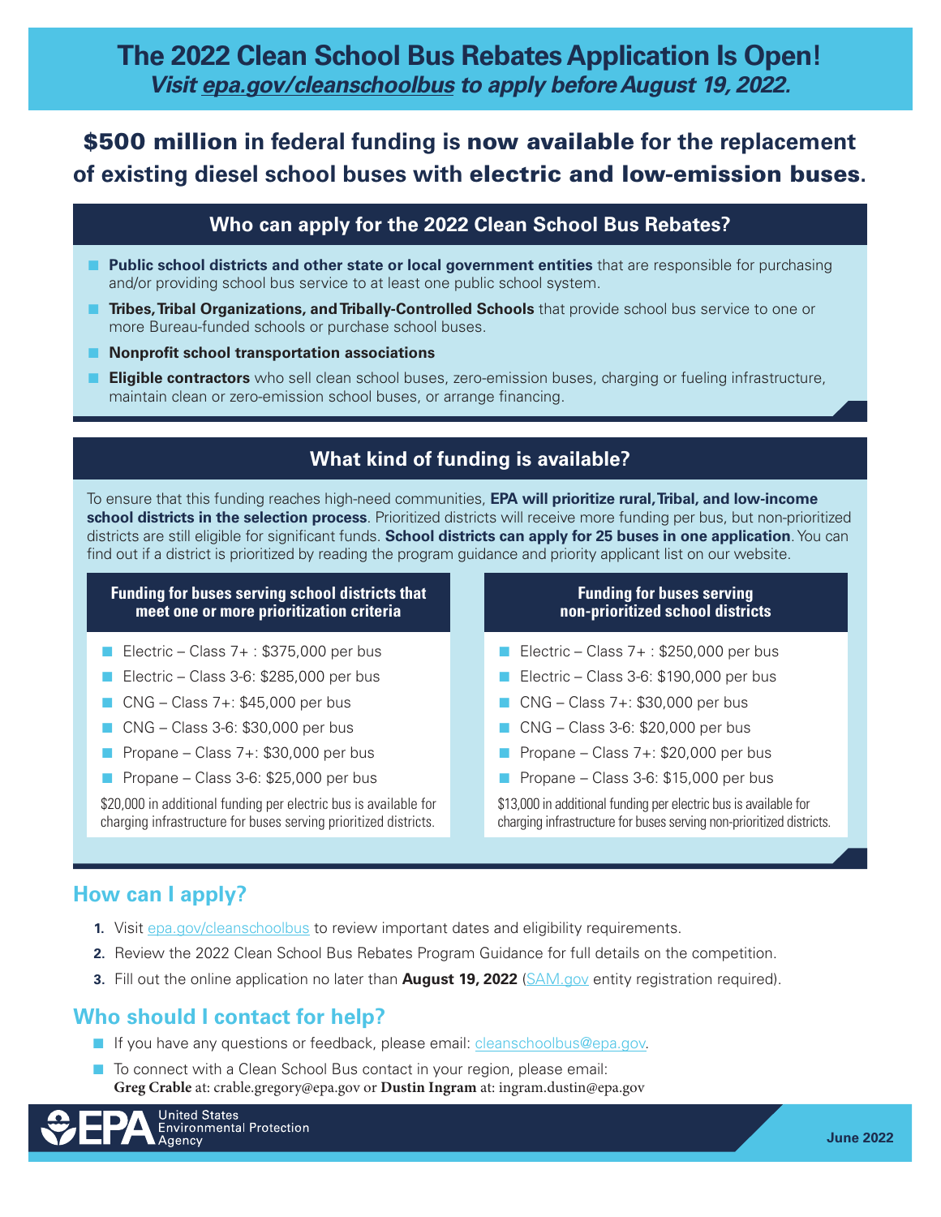# The 2022 Clean School Bus Rebates Application Is Open!

***Visit epa.gov/cleanschoolbus to apply before August 19, 2022.***

## **$500 million** in federal funding is **now available** for the replacement of existing diesel school buses with **electric and low-emission buses**.

### Who can apply for the 2022 Clean School Bus Rebates?

- **Public school districts and other state or local government entities** that are responsible for purchasing and/or providing school bus service to at least one public school system.
- **Tribes, Tribal Organizations, and Tribally-Controlled Schools** that provide school bus service to one or more Bureau-funded schools or purchase school buses.
- **Nonprofit school transportation associations**
- **Eligible contractors** who sell clean school buses, zero-emission buses, charging or fueling infrastructure, maintain clean or zero-emission school buses, or arrange financing.

### What kind of funding is available?

To ensure that this funding reaches high-need communities, **EPA will prioritize rural, Tribal, and low-income school districts in the selection process**. Prioritized districts will receive more funding per bus, but non-prioritized districts are still eligible for significant funds. **School districts can apply for 25 buses in one application**. You can find out if a district is prioritized by reading the program guidance and priority applicant list on our website.

#### Funding for buses serving school districts that meet one or more prioritization criteria

- Electric – Class 7+ : $375,000 per bus
- Electric – Class 3-6: $285,000 per bus
- CNG – Class 7+: $45,000 per bus
- CNG – Class 3-6: $30,000 per bus
- Propane – Class 7+: $30,000 per bus
- Propane – Class 3-6: $25,000 per bus

$20,000 in additional funding per electric bus is available for charging infrastructure for buses serving prioritized districts.

#### Funding for buses serving non-prioritized school districts

- Electric – Class 7+ : $250,000 per bus
- Electric – Class 3-6: $190,000 per bus
- CNG – Class 7+: $30,000 per bus
- CNG – Class 3-6: $20,000 per bus
- Propane – Class 7+: $20,000 per bus
- Propane – Class 3-6: $15,000 per bus

$13,000 in additional funding per electric bus is available for charging infrastructure for buses serving non-prioritized districts.

## How can I apply?

1. Visit epa.gov/cleanschoolbus to review important dates and eligibility requirements.
2. Review the 2022 Clean School Bus Rebates Program Guidance for full details on the competition.
3. Fill out the online application no later than **August 19, 2022** (SAM.gov entity registration required).

## Who should I contact for help?

- If you have any questions or feedback, please email: cleanschoolbus@epa.gov.
- To connect with a Clean School Bus contact in your region, please email: **Greg Crable** at: crable.gregory@epa.gov or **Dustin Ingram** at: ingram.dustin@epa.gov

EPA United States Environmental Protection Agency

June 2022